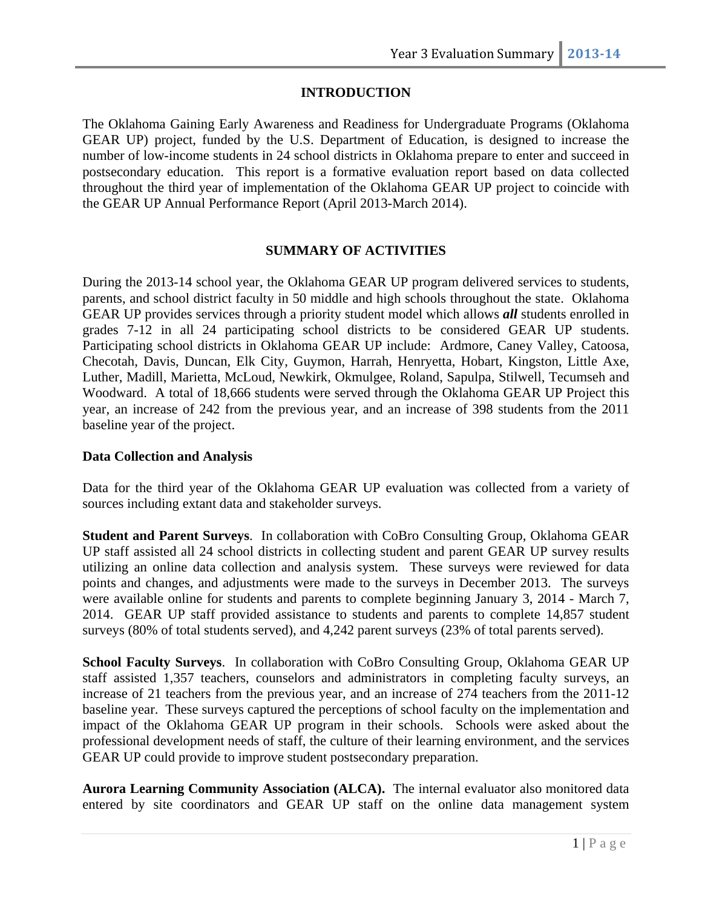# INTRODUCTION

The Oklahoma Gaining Early Awareness and Readiness for Undergraduate Programs (Oklahoma GEAR UP) project, funded by the U.S. Department of Education, is designed to increase the number of low-income students in 24 school districts in Oklahoma prepare to enter and succeed in postsecondary education. This report is a formative evaluation report based on data collected throughout the third year of implementation of the Oklahoma GEAR UP project to coincide with the GEAR UP Annual Performance Report (April 2013-March 2014).

# SUMMARY OF ACTIVITIES

During the 2013-14 school year, the Oklahoma GEAR UP program delivered services to students, parents, and school district faculty in 50 middle and high schools throughout the state. Oklahoma GEAR UP provides services through a priority student model which allows ***all*** students enrolled in grades 7-12 in all 24 participating school districts to be considered GEAR UP students. Participating school districts in Oklahoma GEAR UP include: Ardmore, Caney Valley, Catoosa, Checotah, Davis, Duncan, Elk City, Guymon, Harrah, Henryetta, Hobart, Kingston, Little Axe, Luther, Madill, Marietta, McLoud, Newkirk, Okmulgee, Roland, Sapulpa, Stilwell, Tecumseh and Woodward. A total of 18,666 students were served through the Oklahoma GEAR UP Project this year, an increase of 242 from the previous year, and an increase of 398 students from the 2011 baseline year of the project.

## Data Collection and Analysis

Data for the third year of the Oklahoma GEAR UP evaluation was collected from a variety of sources including extant data and stakeholder surveys.

**Student and Parent Surveys**. In collaboration with CoBro Consulting Group, Oklahoma GEAR UP staff assisted all 24 school districts in collecting student and parent GEAR UP survey results utilizing an online data collection and analysis system. These surveys were reviewed for data points and changes, and adjustments were made to the surveys in December 2013. The surveys were available online for students and parents to complete beginning January 3, 2014 - March 7, 2014. GEAR UP staff provided assistance to students and parents to complete 14,857 student surveys (80% of total students served), and 4,242 parent surveys (23% of total parents served).

**School Faculty Surveys**. In collaboration with CoBro Consulting Group, Oklahoma GEAR UP staff assisted 1,357 teachers, counselors and administrators in completing faculty surveys, an increase of 21 teachers from the previous year, and an increase of 274 teachers from the 2011-12 baseline year. These surveys captured the perceptions of school faculty on the implementation and impact of the Oklahoma GEAR UP program in their schools. Schools were asked about the professional development needs of staff, the culture of their learning environment, and the services GEAR UP could provide to improve student postsecondary preparation.

**Aurora Learning Community Association (ALCA).** The internal evaluator also monitored data entered by site coordinators and GEAR UP staff on the online data management system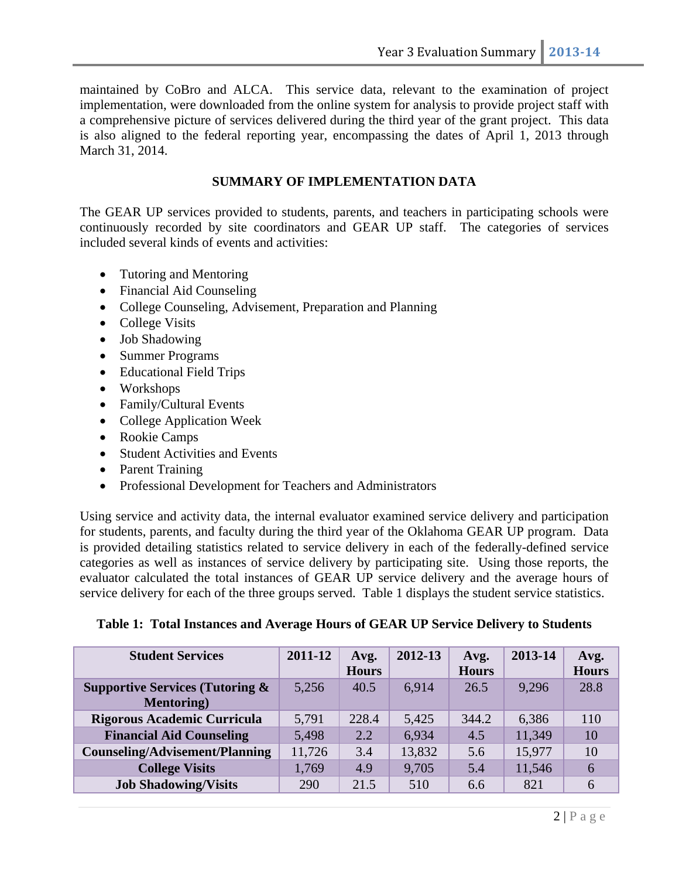maintained by CoBro and ALCA. This service data, relevant to the examination of project implementation, were downloaded from the online system for analysis to provide project staff with a comprehensive picture of services delivered during the third year of the grant project. This data is also aligned to the federal reporting year, encompassing the dates of April 1, 2013 through March 31, 2014.

## SUMMARY OF IMPLEMENTATION DATA

The GEAR UP services provided to students, parents, and teachers in participating schools were continuously recorded by site coordinators and GEAR UP staff. The categories of services included several kinds of events and activities:

- Tutoring and Mentoring
- Financial Aid Counseling
- College Counseling, Advisement, Preparation and Planning
- College Visits
- Job Shadowing
- Summer Programs
- Educational Field Trips
- Workshops
- Family/Cultural Events
- College Application Week
- Rookie Camps
- Student Activities and Events
- Parent Training
- Professional Development for Teachers and Administrators

Using service and activity data, the internal evaluator examined service delivery and participation for students, parents, and faculty during the third year of the Oklahoma GEAR UP program. Data is provided detailing statistics related to service delivery in each of the federally-defined service categories as well as instances of service delivery by participating site. Using those reports, the evaluator calculated the total instances of GEAR UP service delivery and the average hours of service delivery for each of the three groups served. Table 1 displays the student service statistics.

**Table 1: Total Instances and Average Hours of GEAR UP Service Delivery to Students**

| Student Services | 2011-12 | Avg. Hours | 2012-13 | Avg. Hours | 2013-14 | Avg. Hours |
|---|---|---|---|---|---|---|
| **Supportive Services (Tutoring & Mentoring)** | 5,256 | 40.5 | 6,914 | 26.5 | 9,296 | 28.8 |
| **Rigorous Academic Curricula** | 5,791 | 228.4 | 5,425 | 344.2 | 6,386 | 110 |
| **Financial Aid Counseling** | 5,498 | 2.2 | 6,934 | 4.5 | 11,349 | 10 |
| **Counseling/Advisement/Planning** | 11,726 | 3.4 | 13,832 | 5.6 | 15,977 | 10 |
| **College Visits** | 1,769 | 4.9 | 9,705 | 5.4 | 11,546 | 6 |
| **Job Shadowing/Visits** | 290 | 21.5 | 510 | 6.6 | 821 | 6 |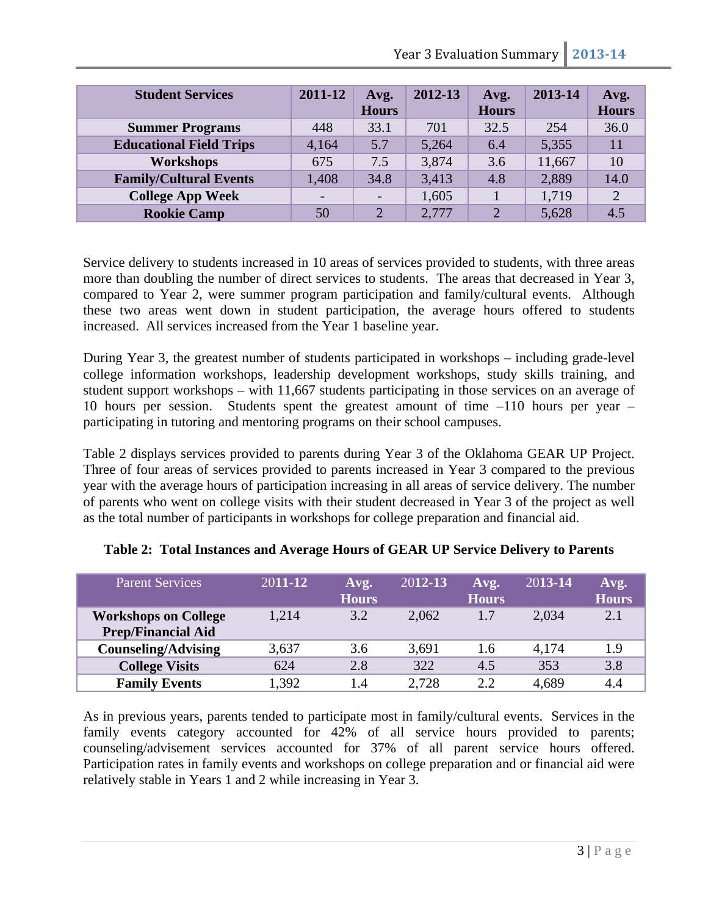| Student Services | 2011-12 | Avg. Hours | 2012-13 | Avg. Hours | 2013-14 | Avg. Hours |
|---|---|---|---|---|---|---|
| **Summer Programs** | 448 | 33.1 | 701 | 32.5 | 254 | 36.0 |
| **Educational Field Trips** | 4,164 | 5.7 | 5,264 | 6.4 | 5,355 | 11 |
| **Workshops** | 675 | 7.5 | 3,874 | 3.6 | 11,667 | 10 |
| **Family/Cultural Events** | 1,408 | 34.8 | 3,413 | 4.8 | 2,889 | 14.0 |
| **College App Week** | - | - | 1,605 | 1 | 1,719 | 2 |
| **Rookie Camp** | 50 | 2 | 2,777 | 2 | 5,628 | 4.5 |

Service delivery to students increased in 10 areas of services provided to students, with three areas more than doubling the number of direct services to students. The areas that decreased in Year 3, compared to Year 2, were summer program participation and family/cultural events. Although these two areas went down in student participation, the average hours offered to students increased. All services increased from the Year 1 baseline year.

During Year 3, the greatest number of students participated in workshops – including grade-level college information workshops, leadership development workshops, study skills training, and student support workshops – with 11,667 students participating in those services on an average of 10 hours per session. Students spent the greatest amount of time –110 hours per year – participating in tutoring and mentoring programs on their school campuses.

Table 2 displays services provided to parents during Year 3 of the Oklahoma GEAR UP Project. Three of four areas of services provided to parents increased in Year 3 compared to the previous year with the average hours of participation increasing in all areas of service delivery. The number of parents who went on college visits with their student decreased in Year 3 of the project as well as the total number of participants in workshops for college preparation and financial aid.

**Table 2: Total Instances and Average Hours of GEAR UP Service Delivery to Parents**

| Parent Services | 2011-12 | Avg. Hours | 2012-13 | Avg. Hours | 2013-14 | Avg. Hours |
|---|---|---|---|---|---|---|
| **Workshops on College Prep/Financial Aid** | 1,214 | 3.2 | 2,062 | 1.7 | 2,034 | 2.1 |
| **Counseling/Advising** | 3,637 | 3.6 | 3,691 | 1.6 | 4,174 | 1.9 |
| **College Visits** | 624 | 2.8 | 322 | 4.5 | 353 | 3.8 |
| **Family Events** | 1,392 | 1.4 | 2,728 | 2.2 | 4,689 | 4.4 |

As in previous years, parents tended to participate most in family/cultural events. Services in the family events category accounted for 42% of all service hours provided to parents; counseling/advisement services accounted for 37% of all parent service hours offered. Participation rates in family events and workshops on college preparation and or financial aid were relatively stable in Years 1 and 2 while increasing in Year 3.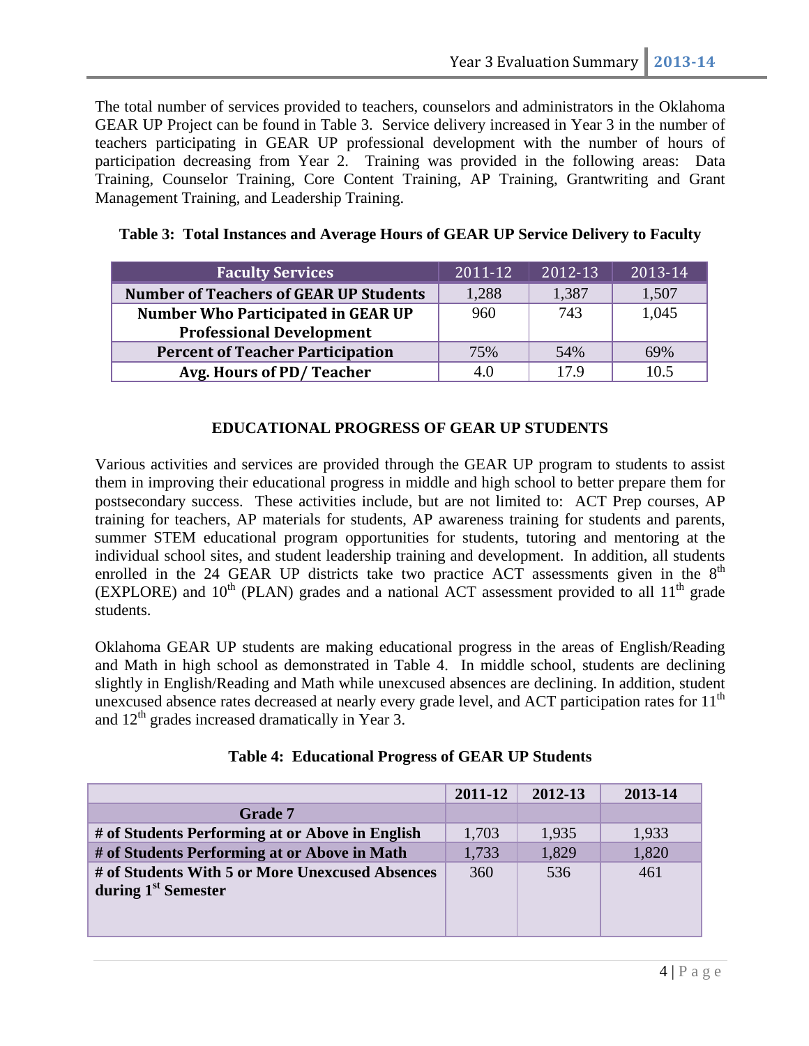The total number of services provided to teachers, counselors and administrators in the Oklahoma GEAR UP Project can be found in Table 3. Service delivery increased in Year 3 in the number of teachers participating in GEAR UP professional development with the number of hours of participation decreasing from Year 2. Training was provided in the following areas: Data Training, Counselor Training, Core Content Training, AP Training, Grantwriting and Grant Management Training, and Leadership Training.

**Table 3: Total Instances and Average Hours of GEAR UP Service Delivery to Faculty**

| Faculty Services | 2011-12 | 2012-13 | 2013-14 |
|---|---|---|---|
| **Number of Teachers of GEAR UP Students** | 1,288 | 1,387 | 1,507 |
| **Number Who Participated in GEAR UP Professional Development** | 960 | 743 | 1,045 |
| **Percent of Teacher Participation** | 75% | 54% | 69% |
| **Avg. Hours of PD/ Teacher** | 4.0 | 17.9 | 10.5 |

## EDUCATIONAL PROGRESS OF GEAR UP STUDENTS

Various activities and services are provided through the GEAR UP program to students to assist them in improving their educational progress in middle and high school to better prepare them for postsecondary success. These activities include, but are not limited to: ACT Prep courses, AP training for teachers, AP materials for students, AP awareness training for students and parents, summer STEM educational program opportunities for students, tutoring and mentoring at the individual school sites, and student leadership training and development. In addition, all students enrolled in the 24 GEAR UP districts take two practice ACT assessments given in the 8th (EXPLORE) and 10th (PLAN) grades and a national ACT assessment provided to all 11th grade students.

Oklahoma GEAR UP students are making educational progress in the areas of English/Reading and Math in high school as demonstrated in Table 4. In middle school, students are declining slightly in English/Reading and Math while unexcused absences are declining. In addition, student unexcused absence rates decreased at nearly every grade level, and ACT participation rates for 11th and 12th grades increased dramatically in Year 3.

**Table 4: Educational Progress of GEAR UP Students**

| | 2011-12 | 2012-13 | 2013-14 |
|---|---|---|---|
| **Grade 7** | | | |
| **# of Students Performing at or Above in English** | 1,703 | 1,935 | 1,933 |
| **# of Students Performing at or Above in Math** | 1,733 | 1,829 | 1,820 |
| **# of Students With 5 or More Unexcused Absences during 1st Semester** | 360 | 536 | 461 |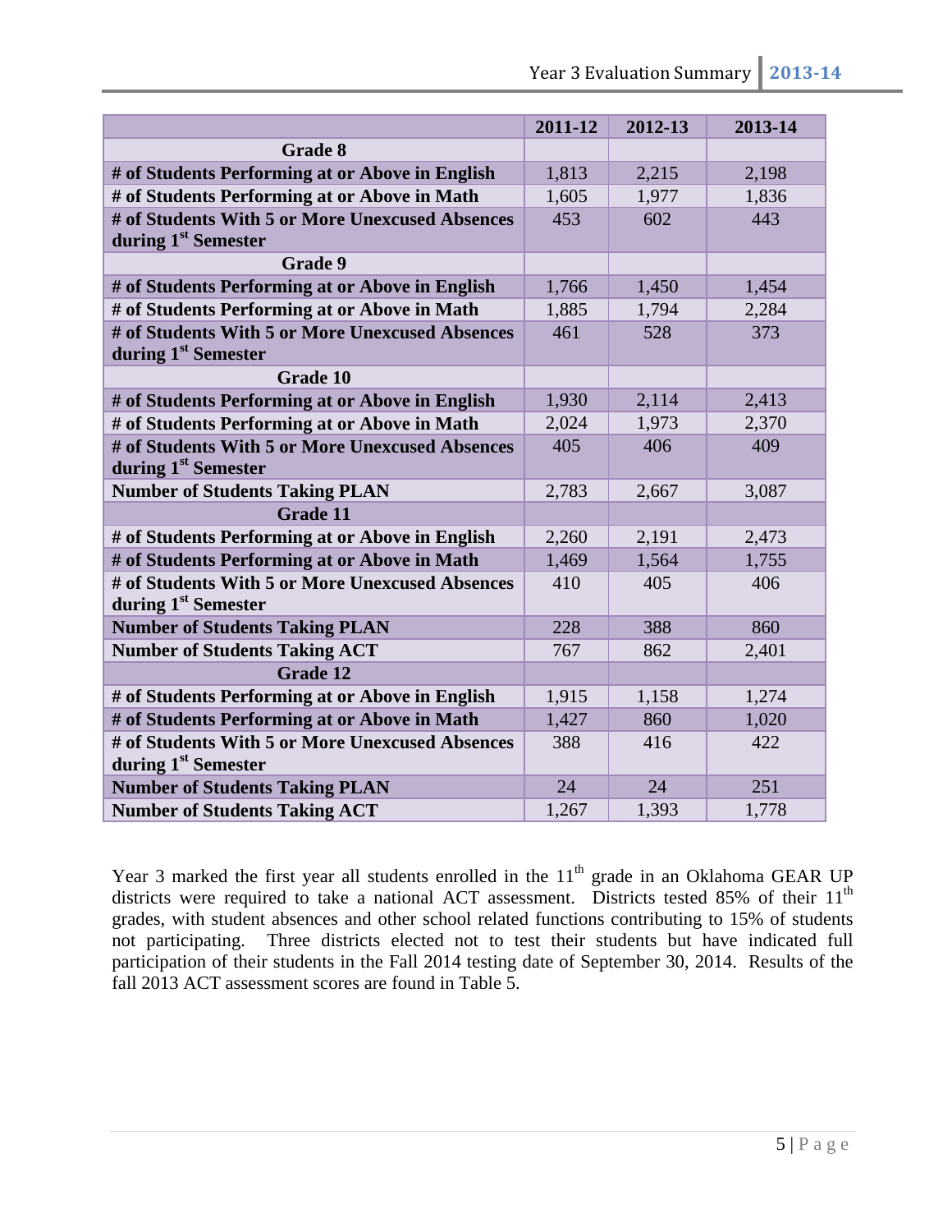| | 2011-12 | 2012-13 | 2013-14 |
|---|---|---|---|
| **Grade 8** | | | |
| **# of Students Performing at or Above in English** | 1,813 | 2,215 | 2,198 |
| **# of Students Performing at or Above in Math** | 1,605 | 1,977 | 1,836 |
| **# of Students With 5 or More Unexcused Absences during 1st Semester** | 453 | 602 | 443 |
| **Grade 9** | | | |
| **# of Students Performing at or Above in English** | 1,766 | 1,450 | 1,454 |
| **# of Students Performing at or Above in Math** | 1,885 | 1,794 | 2,284 |
| **# of Students With 5 or More Unexcused Absences during 1st Semester** | 461 | 528 | 373 |
| **Grade 10** | | | |
| **# of Students Performing at or Above in English** | 1,930 | 2,114 | 2,413 |
| **# of Students Performing at or Above in Math** | 2,024 | 1,973 | 2,370 |
| **# of Students With 5 or More Unexcused Absences during 1st Semester** | 405 | 406 | 409 |
| **Number of Students Taking PLAN** | 2,783 | 2,667 | 3,087 |
| **Grade 11** | | | |
| **# of Students Performing at or Above in English** | 2,260 | 2,191 | 2,473 |
| **# of Students Performing at or Above in Math** | 1,469 | 1,564 | 1,755 |
| **# of Students With 5 or More Unexcused Absences during 1st Semester** | 410 | 405 | 406 |
| **Number of Students Taking PLAN** | 228 | 388 | 860 |
| **Number of Students Taking ACT** | 767 | 862 | 2,401 |
| **Grade 12** | | | |
| **# of Students Performing at or Above in English** | 1,915 | 1,158 | 1,274 |
| **# of Students Performing at or Above in Math** | 1,427 | 860 | 1,020 |
| **# of Students With 5 or More Unexcused Absences during 1st Semester** | 388 | 416 | 422 |
| **Number of Students Taking PLAN** | 24 | 24 | 251 |
| **Number of Students Taking ACT** | 1,267 | 1,393 | 1,778 |

Year 3 marked the first year all students enrolled in the 11th grade in an Oklahoma GEAR UP districts were required to take a national ACT assessment. Districts tested 85% of their 11th grades, with student absences and other school related functions contributing to 15% of students not participating. Three districts elected not to test their students but have indicated full participation of their students in the Fall 2014 testing date of September 30, 2014. Results of the fall 2013 ACT assessment scores are found in Table 5.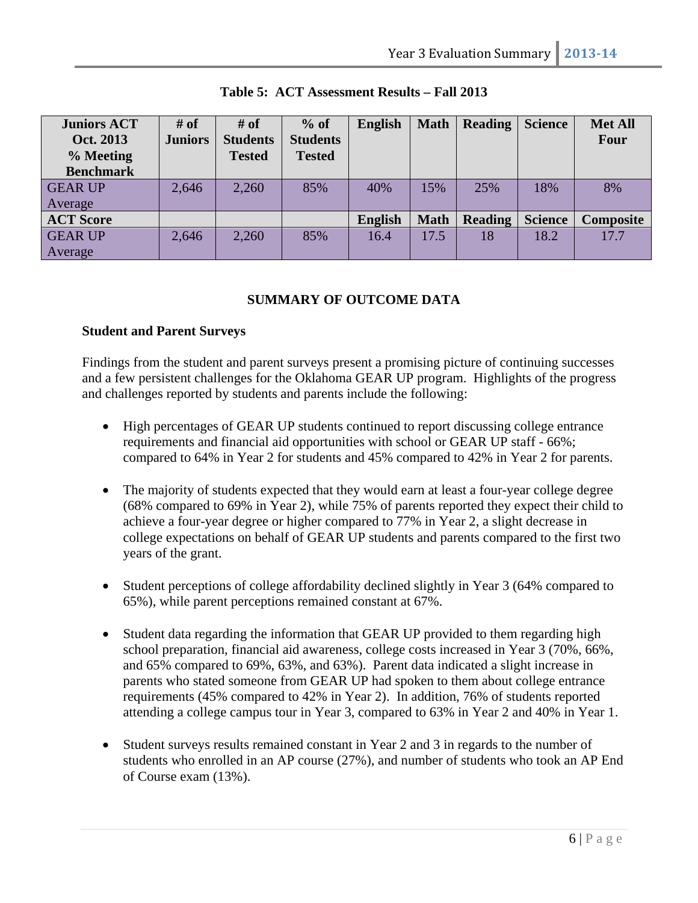**Table 5: ACT Assessment Results – Fall 2013**

| Juniors ACT Oct. 2013 % Meeting Benchmark | # of Juniors | # of Students Tested | % of Students Tested | English | Math | Reading | Science | Met All Four |
|---|---|---|---|---|---|---|---|---|
| GEAR UP Average | 2,646 | 2,260 | 85% | 40% | 15% | 25% | 18% | 8% |
| **ACT Score** | | | | **English** | **Math** | **Reading** | **Science** | **Composite** |
| GEAR UP Average | 2,646 | 2,260 | 85% | 16.4 | 17.5 | 18 | 18.2 | 17.7 |

## SUMMARY OF OUTCOME DATA

### Student and Parent Surveys

Findings from the student and parent surveys present a promising picture of continuing successes and a few persistent challenges for the Oklahoma GEAR UP program. Highlights of the progress and challenges reported by students and parents include the following:

- High percentages of GEAR UP students continued to report discussing college entrance requirements and financial aid opportunities with school or GEAR UP staff - 66%; compared to 64% in Year 2 for students and 45% compared to 42% in Year 2 for parents.

- The majority of students expected that they would earn at least a four-year college degree (68% compared to 69% in Year 2), while 75% of parents reported they expect their child to achieve a four-year degree or higher compared to 77% in Year 2, a slight decrease in college expectations on behalf of GEAR UP students and parents compared to the first two years of the grant.

- Student perceptions of college affordability declined slightly in Year 3 (64% compared to 65%), while parent perceptions remained constant at 67%.

- Student data regarding the information that GEAR UP provided to them regarding high school preparation, financial aid awareness, college costs increased in Year 3 (70%, 66%, and 65% compared to 69%, 63%, and 63%). Parent data indicated a slight increase in parents who stated someone from GEAR UP had spoken to them about college entrance requirements (45% compared to 42% in Year 2). In addition, 76% of students reported attending a college campus tour in Year 3, compared to 63% in Year 2 and 40% in Year 1.

- Student surveys results remained constant in Year 2 and 3 in regards to the number of students who enrolled in an AP course (27%), and number of students who took an AP End of Course exam (13%).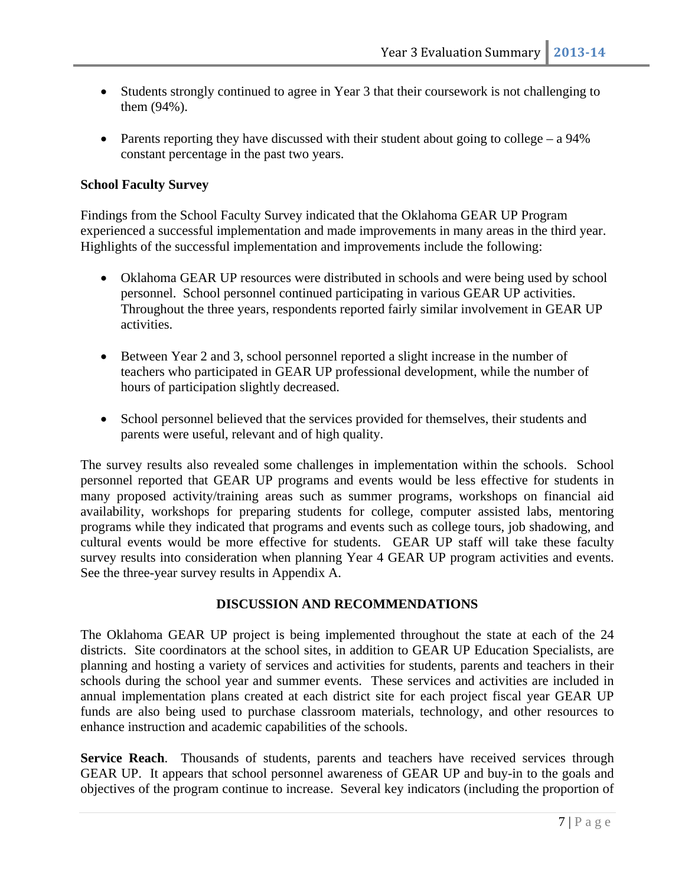- Students strongly continued to agree in Year 3 that their coursework is not challenging to them (94%).

- Parents reporting they have discussed with their student about going to college – a 94% constant percentage in the past two years.

**School Faculty Survey**

Findings from the School Faculty Survey indicated that the Oklahoma GEAR UP Program experienced a successful implementation and made improvements in many areas in the third year. Highlights of the successful implementation and improvements include the following:

- Oklahoma GEAR UP resources were distributed in schools and were being used by school personnel. School personnel continued participating in various GEAR UP activities. Throughout the three years, respondents reported fairly similar involvement in GEAR UP activities.

- Between Year 2 and 3, school personnel reported a slight increase in the number of teachers who participated in GEAR UP professional development, while the number of hours of participation slightly decreased.

- School personnel believed that the services provided for themselves, their students and parents were useful, relevant and of high quality.

The survey results also revealed some challenges in implementation within the schools. School personnel reported that GEAR UP programs and events would be less effective for students in many proposed activity/training areas such as summer programs, workshops on financial aid availability, workshops for preparing students for college, computer assisted labs, mentoring programs while they indicated that programs and events such as college tours, job shadowing, and cultural events would be more effective for students. GEAR UP staff will take these faculty survey results into consideration when planning Year 4 GEAR UP program activities and events. See the three-year survey results in Appendix A.

## DISCUSSION AND RECOMMENDATIONS

The Oklahoma GEAR UP project is being implemented throughout the state at each of the 24 districts. Site coordinators at the school sites, in addition to GEAR UP Education Specialists, are planning and hosting a variety of services and activities for students, parents and teachers in their schools during the school year and summer events. These services and activities are included in annual implementation plans created at each district site for each project fiscal year GEAR UP funds are also being used to purchase classroom materials, technology, and other resources to enhance instruction and academic capabilities of the schools.

**Service Reach**. Thousands of students, parents and teachers have received services through GEAR UP. It appears that school personnel awareness of GEAR UP and buy-in to the goals and objectives of the program continue to increase. Several key indicators (including the proportion of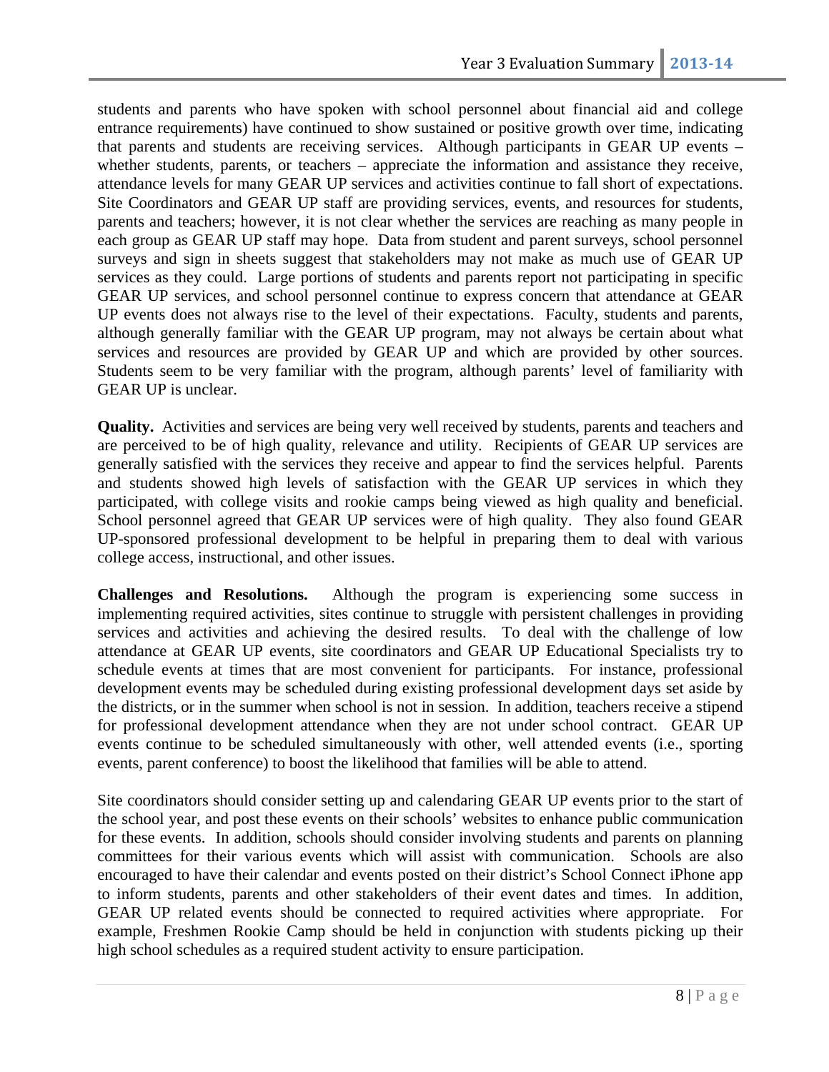students and parents who have spoken with school personnel about financial aid and college entrance requirements) have continued to show sustained or positive growth over time, indicating that parents and students are receiving services. Although participants in GEAR UP events – whether students, parents, or teachers – appreciate the information and assistance they receive, attendance levels for many GEAR UP services and activities continue to fall short of expectations. Site Coordinators and GEAR UP staff are providing services, events, and resources for students, parents and teachers; however, it is not clear whether the services are reaching as many people in each group as GEAR UP staff may hope. Data from student and parent surveys, school personnel surveys and sign in sheets suggest that stakeholders may not make as much use of GEAR UP services as they could. Large portions of students and parents report not participating in specific GEAR UP services, and school personnel continue to express concern that attendance at GEAR UP events does not always rise to the level of their expectations. Faculty, students and parents, although generally familiar with the GEAR UP program, may not always be certain about what services and resources are provided by GEAR UP and which are provided by other sources. Students seem to be very familiar with the program, although parents' level of familiarity with GEAR UP is unclear.

**Quality.** Activities and services are being very well received by students, parents and teachers and are perceived to be of high quality, relevance and utility. Recipients of GEAR UP services are generally satisfied with the services they receive and appear to find the services helpful. Parents and students showed high levels of satisfaction with the GEAR UP services in which they participated, with college visits and rookie camps being viewed as high quality and beneficial. School personnel agreed that GEAR UP services were of high quality. They also found GEAR UP-sponsored professional development to be helpful in preparing them to deal with various college access, instructional, and other issues.

**Challenges and Resolutions.** Although the program is experiencing some success in implementing required activities, sites continue to struggle with persistent challenges in providing services and activities and achieving the desired results. To deal with the challenge of low attendance at GEAR UP events, site coordinators and GEAR UP Educational Specialists try to schedule events at times that are most convenient for participants. For instance, professional development events may be scheduled during existing professional development days set aside by the districts, or in the summer when school is not in session. In addition, teachers receive a stipend for professional development attendance when they are not under school contract. GEAR UP events continue to be scheduled simultaneously with other, well attended events (i.e., sporting events, parent conference) to boost the likelihood that families will be able to attend.

Site coordinators should consider setting up and calendaring GEAR UP events prior to the start of the school year, and post these events on their schools' websites to enhance public communication for these events. In addition, schools should consider involving students and parents on planning committees for their various events which will assist with communication. Schools are also encouraged to have their calendar and events posted on their district's School Connect iPhone app to inform students, parents and other stakeholders of their event dates and times. In addition, GEAR UP related events should be connected to required activities where appropriate. For example, Freshmen Rookie Camp should be held in conjunction with students picking up their high school schedules as a required student activity to ensure participation.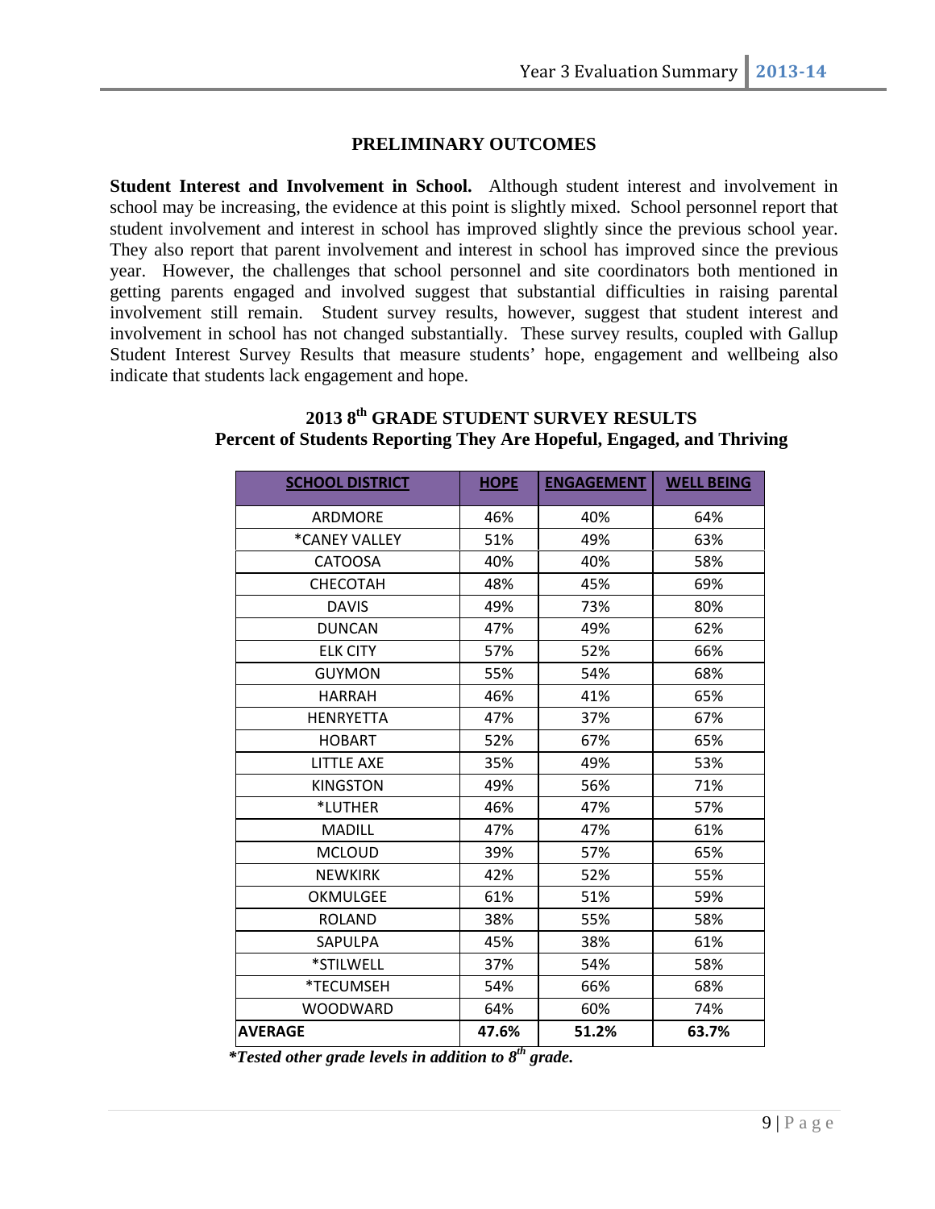## PRELIMINARY OUTCOMES

**Student Interest and Involvement in School.** Although student interest and involvement in school may be increasing, the evidence at this point is slightly mixed. School personnel report that student involvement and interest in school has improved slightly since the previous school year. They also report that parent involvement and interest in school has improved since the previous year. However, the challenges that school personnel and site coordinators both mentioned in getting parents engaged and involved suggest that substantial difficulties in raising parental involvement still remain. Student survey results, however, suggest that student interest and involvement in school has not changed substantially. These survey results, coupled with Gallup Student Interest Survey Results that measure students' hope, engagement and wellbeing also indicate that students lack engagement and hope.

**2013 8th GRADE STUDENT SURVEY RESULTS**
**Percent of Students Reporting They Are Hopeful, Engaged, and Thriving**

| SCHOOL DISTRICT | HOPE | ENGAGEMENT | WELL BEING |
|---|---|---|---|
| ARDMORE | 46% | 40% | 64% |
| *CANEY VALLEY | 51% | 49% | 63% |
| CATOOSA | 40% | 40% | 58% |
| CHECOTAH | 48% | 45% | 69% |
| DAVIS | 49% | 73% | 80% |
| DUNCAN | 47% | 49% | 62% |
| ELK CITY | 57% | 52% | 66% |
| GUYMON | 55% | 54% | 68% |
| HARRAH | 46% | 41% | 65% |
| HENRYETTA | 47% | 37% | 67% |
| HOBART | 52% | 67% | 65% |
| LITTLE AXE | 35% | 49% | 53% |
| KINGSTON | 49% | 56% | 71% |
| *LUTHER | 46% | 47% | 57% |
| MADILL | 47% | 47% | 61% |
| MCLOUD | 39% | 57% | 65% |
| NEWKIRK | 42% | 52% | 55% |
| OKMULGEE | 61% | 51% | 59% |
| ROLAND | 38% | 55% | 58% |
| SAPULPA | 45% | 38% | 61% |
| *STILWELL | 37% | 54% | 58% |
| *TECUMSEH | 54% | 66% | 68% |
| WOODWARD | 64% | 60% | 74% |
| **AVERAGE** | **47.6%** | **51.2%** | **63.7%** |

***Tested other grade levels in addition to 8th grade.***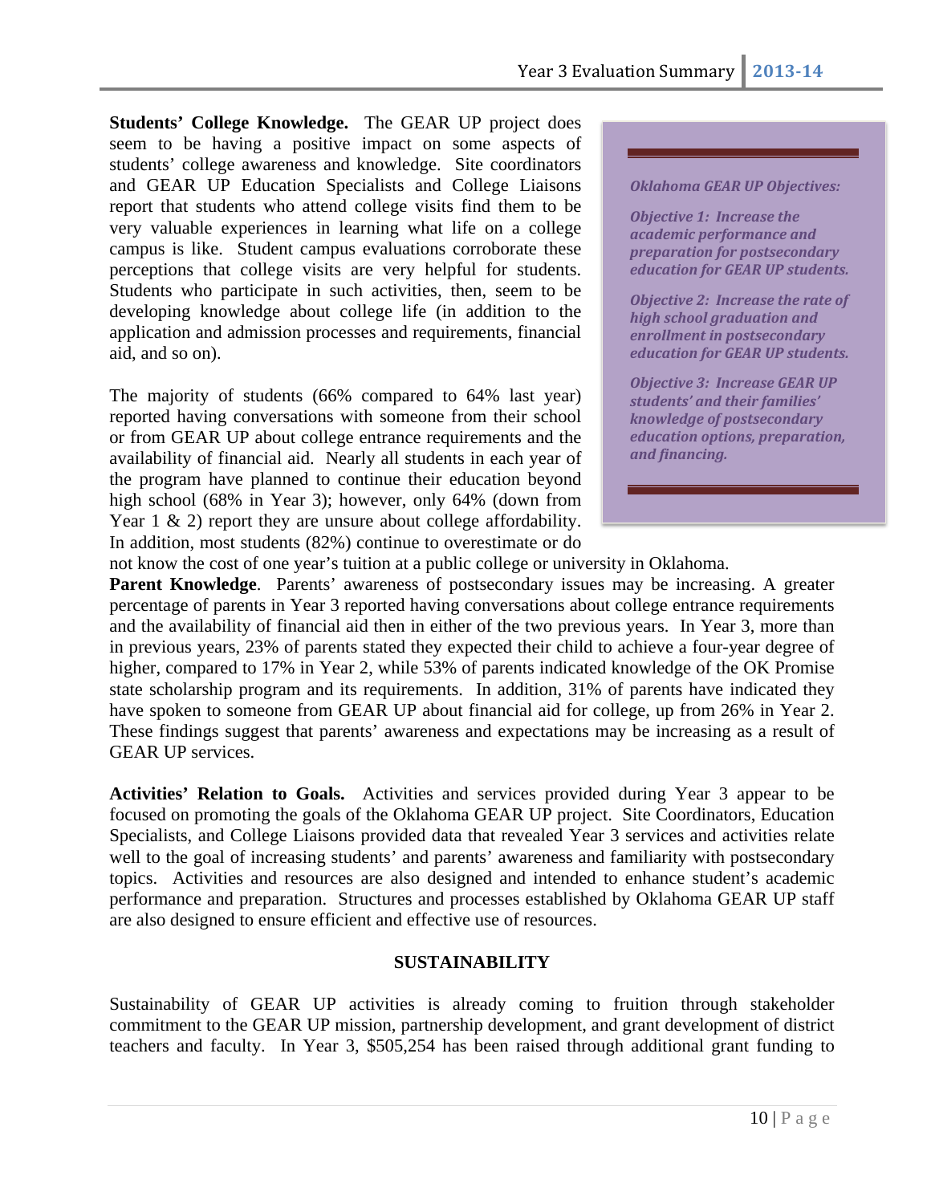**Students' College Knowledge.** The GEAR UP project does seem to be having a positive impact on some aspects of students' college awareness and knowledge. Site coordinators and GEAR UP Education Specialists and College Liaisons report that students who attend college visits find them to be very valuable experiences in learning what life on a college campus is like. Student campus evaluations corroborate these perceptions that college visits are very helpful for students. Students who participate in such activities, then, seem to be developing knowledge about college life (in addition to the application and admission processes and requirements, financial aid, and so on).

> ***Oklahoma GEAR UP Objectives:***
>
> ***Objective 1: Increase the academic performance and preparation for postsecondary education for GEAR UP students.***
>
> ***Objective 2: Increase the rate of high school graduation and enrollment in postsecondary education for GEAR UP students.***
>
> ***Objective 3: Increase GEAR UP students' and their families' knowledge of postsecondary education options, preparation, and financing.***

The majority of students (66% compared to 64% last year) reported having conversations with someone from their school or from GEAR UP about college entrance requirements and the availability of financial aid. Nearly all students in each year of the program have planned to continue their education beyond high school (68% in Year 3); however, only 64% (down from Year 1 & 2) report they are unsure about college affordability. In addition, most students (82%) continue to overestimate or do not know the cost of one year's tuition at a public college or university in Oklahoma.

**Parent Knowledge**. Parents' awareness of postsecondary issues may be increasing. A greater percentage of parents in Year 3 reported having conversations about college entrance requirements and the availability of financial aid then in either of the two previous years. In Year 3, more than in previous years, 23% of parents stated they expected their child to achieve a four-year degree of higher, compared to 17% in Year 2, while 53% of parents indicated knowledge of the OK Promise state scholarship program and its requirements. In addition, 31% of parents have indicated they have spoken to someone from GEAR UP about financial aid for college, up from 26% in Year 2. These findings suggest that parents' awareness and expectations may be increasing as a result of GEAR UP services.

**Activities' Relation to Goals.** Activities and services provided during Year 3 appear to be focused on promoting the goals of the Oklahoma GEAR UP project. Site Coordinators, Education Specialists, and College Liaisons provided data that revealed Year 3 services and activities relate well to the goal of increasing students' and parents' awareness and familiarity with postsecondary topics. Activities and resources are also designed and intended to enhance student's academic performance and preparation. Structures and processes established by Oklahoma GEAR UP staff are also designed to ensure efficient and effective use of resources.

## SUSTAINABILITY

Sustainability of GEAR UP activities is already coming to fruition through stakeholder commitment to the GEAR UP mission, partnership development, and grant development of district teachers and faculty. In Year 3, $505,254 has been raised through additional grant funding to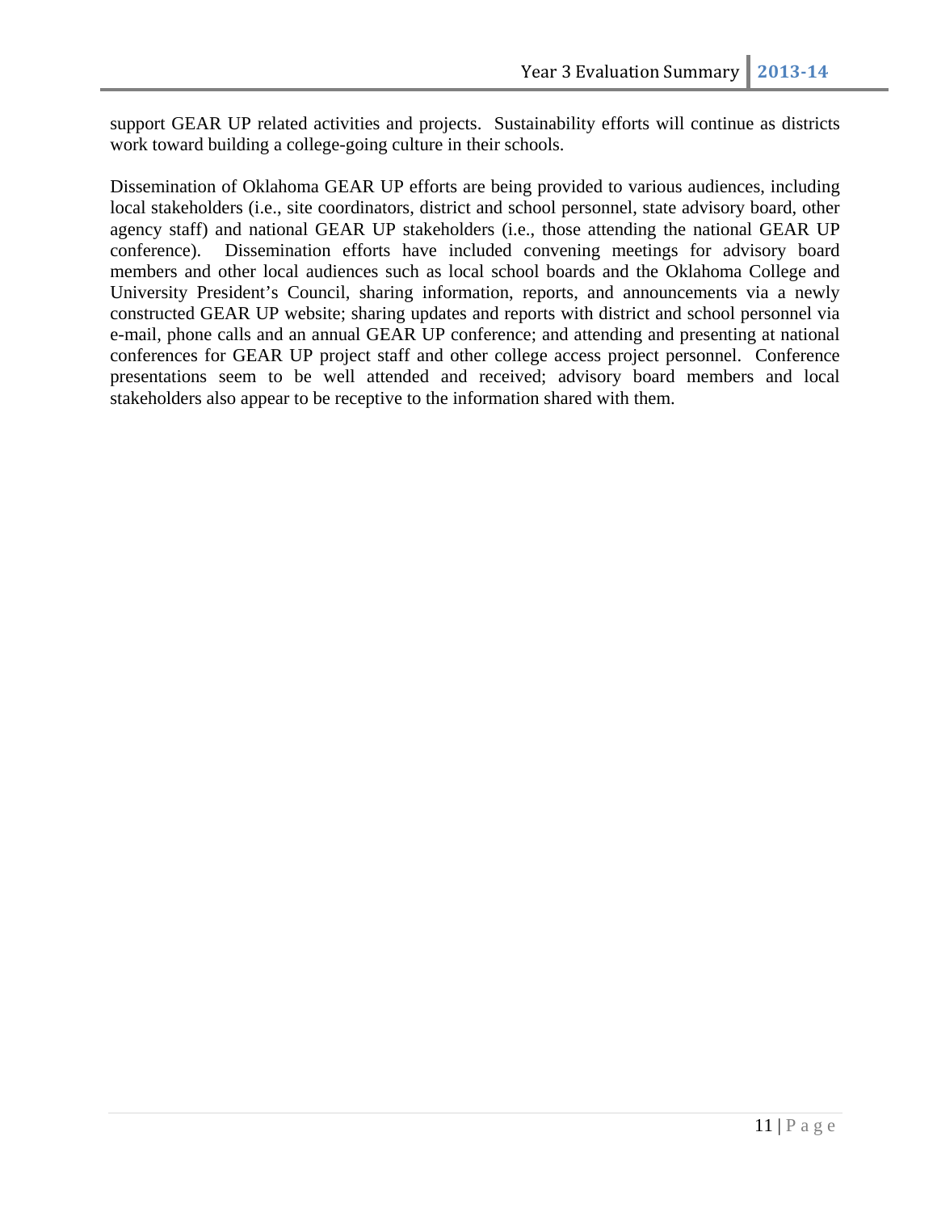support GEAR UP related activities and projects. Sustainability efforts will continue as districts work toward building a college-going culture in their schools.

Dissemination of Oklahoma GEAR UP efforts are being provided to various audiences, including local stakeholders (i.e., site coordinators, district and school personnel, state advisory board, other agency staff) and national GEAR UP stakeholders (i.e., those attending the national GEAR UP conference). Dissemination efforts have included convening meetings for advisory board members and other local audiences such as local school boards and the Oklahoma College and University President's Council, sharing information, reports, and announcements via a newly constructed GEAR UP website; sharing updates and reports with district and school personnel via e-mail, phone calls and an annual GEAR UP conference; and attending and presenting at national conferences for GEAR UP project staff and other college access project personnel. Conference presentations seem to be well attended and received; advisory board members and local stakeholders also appear to be receptive to the information shared with them.